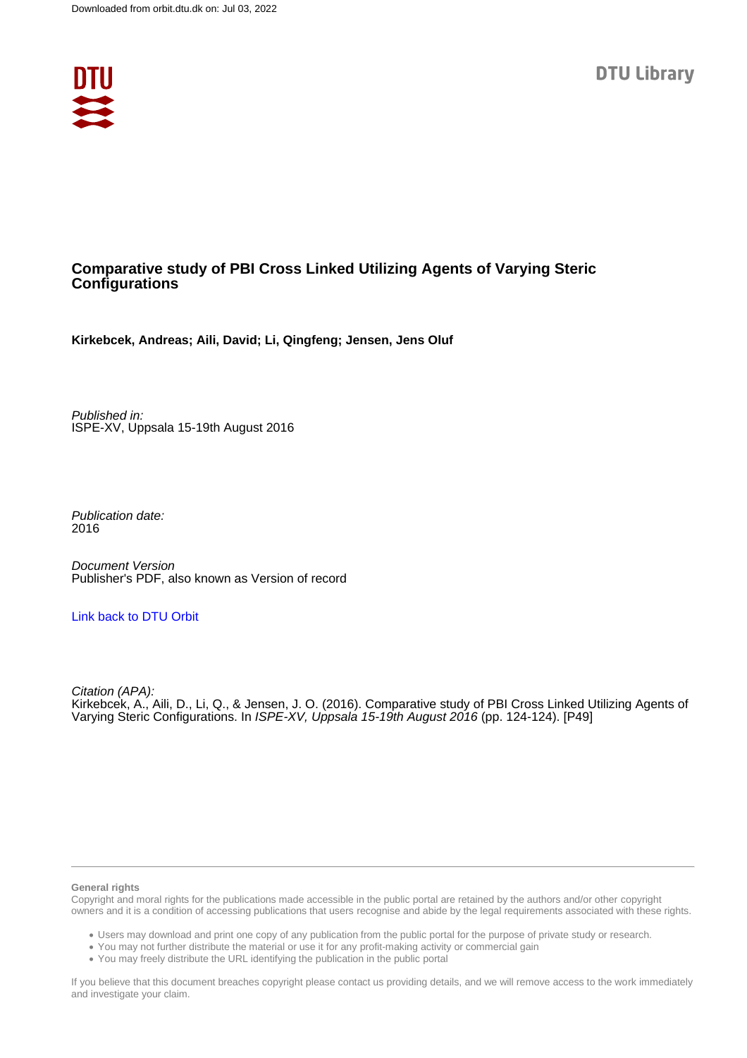Downloaded from orbit.dtu.dk on: Jul 03, 2022

DTU Library

# Comparative study of PBI Cross Linked Utilizing Agents of Varying Steric Configurations

**Kirkebcek, Andreas; Aili, David; Li, Qingfeng; Jensen, Jens Oluf**

*Published in:*
ISPE-XV, Uppsala 15-19th August 2016

*Publication date:*
2016

*Document Version*
Publisher's PDF, also known as Version of record

[Link back to DTU Orbit](#)

*Citation (APA):*
Kirkebcek, A., Aili, D., Li, Q., & Jensen, J. O. (2016). Comparative study of PBI Cross Linked Utilizing Agents of Varying Steric Configurations. In *ISPE-XV, Uppsala 15-19th August 2016* (pp. 124-124). [P49]

**General rights**

Copyright and moral rights for the publications made accessible in the public portal are retained by the authors and/or other copyright owners and it is a condition of accessing publications that users recognise and abide by the legal requirements associated with these rights.

- Users may download and print one copy of any publication from the public portal for the purpose of private study or research.
- You may not further distribute the material or use it for any profit-making activity or commercial gain
- You may freely distribute the URL identifying the publication in the public portal

If you believe that this document breaches copyright please contact us providing details, and we will remove access to the work immediately and investigate your claim.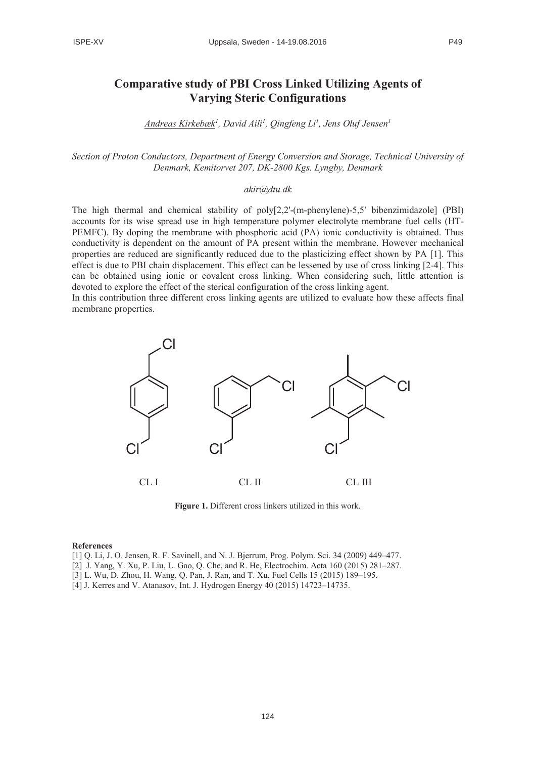# Comparative study of PBI Cross Linked Utilizing Agents of Varying Steric Configurations

*Andreas Kirkebæk[1], David Aili[1], Qingfeng Li[1], Jens Oluf Jensen[1]*

*Section of Proton Conductors, Department of Energy Conversion and Storage, Technical University of Denmark, Kemitorvet 207, DK-2800 Kgs. Lyngby, Denmark*

*akir@dtu.dk*

The high thermal and chemical stability of poly[2,2'-(m-phenylene)-5,5' bibenzimidazole] (PBI) accounts for its wise spread use in high temperature polymer electrolyte membrane fuel cells (HT-PEMFC). By doping the membrane with phosphoric acid (PA) ionic conductivity is obtained. Thus conductivity is dependent on the amount of PA present within the membrane. However mechanical properties are reduced are significantly reduced due to the plasticizing effect shown by PA [1]. This effect is due to PBI chain displacement. This effect can be lessened by use of cross linking [2-4]. This can be obtained using ionic or covalent cross linking. When considering such, little attention is devoted to explore the effect of the sterical configuration of the cross linking agent.
In this contribution three different cross linking agents are utilized to evaluate how these affects final membrane properties.

Cl

Cl

Cl

Cl

Cl

Cl

CL I

CL II

CL III

**Figure 1.** Different cross linkers utilized in this work.

**References**

[1] Q. Li, J. O. Jensen, R. F. Savinell, and N. J. Bjerrum, Prog. Polym. Sci. 34 (2009) 449–477.
[2] J. Yang, Y. Xu, P. Liu, L. Gao, Q. Che, and R. He, Electrochim. Acta 160 (2015) 281–287.
[3] L. Wu, D. Zhou, H. Wang, Q. Pan, J. Ran, and T. Xu, Fuel Cells 15 (2015) 189–195.
[4] J. Kerres and V. Atanasov, Int. J. Hydrogen Energy 40 (2015) 14723–14735.